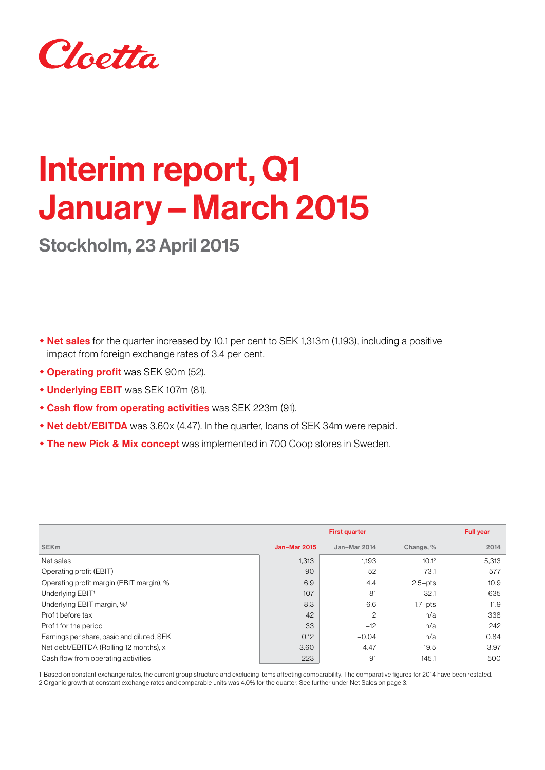Cloetta

# Interim report, Q1 January – March 2015

## Stockholm, 23 April 2015

- **Net sales** for the quarter increased by 10.1 per cent to SEK 1,313m (1,193), including a positive impact from foreign exchange rates of 3.4 per cent.
- **Operating profit** was SEK 90m (52).
- **Underlying EBIT** was SEK 107m (81).
- **Cash flow from operating activities** was SEK 223m (91).
- **Net debt/EBITDA** was 3.60x (4.47). In the quarter, loans of SEK 34m were repaid.
- **The new Pick & Mix concept** was implemented in 700 Coop stores in Sweden.

| | First quarter | | | Full year |
|---|---|---|---|---|
| SEKm | Jan–Mar 2015 | Jan–Mar 2014 | Change, % | 2014 |
| Net sales | 1,313 | 1,193 | 10.1[2] | 5,313 |
| Operating profit (EBIT) | 90 | 52 | 73.1 | 577 |
| Operating profit margin (EBIT margin), % | 6.9 | 4.4 | 2.5–pts | 10.9 |
| Underlying EBIT[1] | 107 | 81 | 32.1 | 635 |
| Underlying EBIT margin, %[1] | 8.3 | 6.6 | 1.7–pts | 11.9 |
| Profit before tax | 42 | 2 | n/a | 338 |
| Profit for the period | 33 | –12 | n/a | 242 |
| Earnings per share, basic and diluted, SEK | 0.12 | –0.04 | n/a | 0.84 |
| Net debt/EBITDA (Rolling 12 months), x | 3.60 | 4.47 | –19.5 | 3.97 |
| Cash flow from operating activities | 223 | 91 | 145.1 | 500 |

1 Based on constant exchange rates, the current group structure and excluding items affecting comparability. The comparative figures for 2014 have been restated.
2 Organic growth at constant exchange rates and comparable units was 4,0% for the quarter. See further under Net Sales on page 3.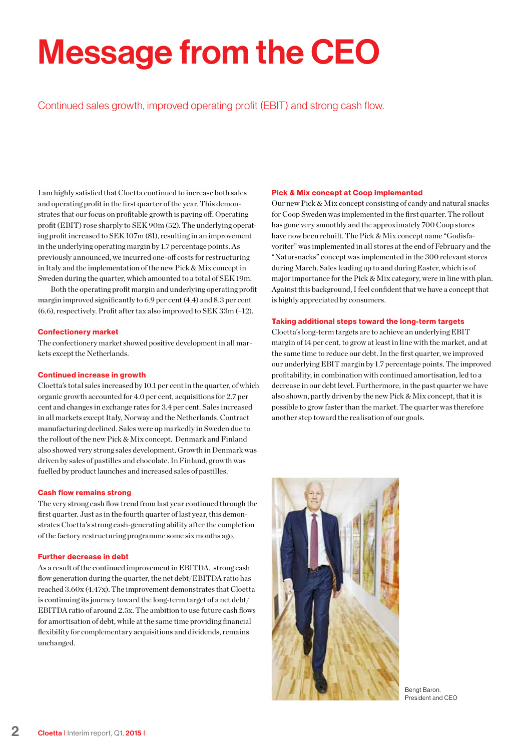# Message from the CEO

Continued sales growth, improved operating profit (EBIT) and strong cash flow.

I am highly satisfied that Cloetta continued to increase both sales and operating profit in the first quarter of the year. This demonstrates that our focus on profitable growth is paying off. Operating profit (EBIT) rose sharply to SEK 90m (52). The underlying operating profit increased to SEK 107m (81), resulting in an improvement in the underlying operating margin by 1.7 percentage points. As previously announced, we incurred one-off costs for restructuring in Italy and the implementation of the new Pick & Mix concept in Sweden during the quarter, which amounted to a total of SEK 19m.

Both the operating profit margin and underlying operating profit margin improved significantly to 6.9 per cent (4.4) and 8.3 per cent (6.6), respectively. Profit after tax also improved to SEK 33m (–12).

### Confectionery market

The confectionery market showed positive development in all markets except the Netherlands.

### Continued increase in growth

Cloetta's total sales increased by 10.1 per cent in the quarter, of which organic growth accounted for 4.0 per cent, acquisitions for 2.7 per cent and changes in exchange rates for 3.4 per cent. Sales increased in all markets except Italy, Norway and the Netherlands. Contract manufacturing declined. Sales were up markedly in Sweden due to the rollout of the new Pick & Mix concept. Denmark and Finland also showed very strong sales development. Growth in Denmark was driven by sales of pastilles and chocolate. In Finland, growth was fuelled by product launches and increased sales of pastilles.

### Cash flow remains strong

The very strong cash flow trend from last year continued through the first quarter. Just as in the fourth quarter of last year, this demonstrates Cloetta's strong cash-generating ability after the completion of the factory restructuring programme some six months ago.

### Further decrease in debt

As a result of the continued improvement in EBITDA, strong cash flow generation during the quarter, the net debt/EBITDA ratio has reached 3.60x (4.47x). The improvement demonstrates that Cloetta is continuing its journey toward the long-term target of a net debt/EBITDA ratio of around 2.5x. The ambition to use future cash flows for amortisation of debt, while at the same time providing financial flexibility for complementary acquisitions and dividends, remains unchanged.

### Pick & Mix concept at Coop implemented

Our new Pick & Mix concept consisting of candy and natural snacks for Coop Sweden was implemented in the first quarter. The rollout has gone very smoothly and the approximately 700 Coop stores have now been rebuilt. The Pick & Mix concept name "Godisfavoriter" was implemented in all stores at the end of February and the "Natursnacks" concept was implemented in the 300 relevant stores during March. Sales leading up to and during Easter, which is of major importance for the Pick & Mix category, were in line with plan. Against this background, I feel confident that we have a concept that is highly appreciated by consumers.

### Taking additional steps toward the long-term targets

Cloetta's long-term targets are to achieve an underlying EBIT margin of 14 per cent, to grow at least in line with the market, and at the same time to reduce our debt. In the first quarter, we improved our underlying EBIT margin by 1.7 percentage points. The improved profitability, in combination with continued amortisation, led to a decrease in our debt level. Furthermore, in the past quarter we have also shown, partly driven by the new Pick & Mix concept, that it is possible to grow faster than the market. The quarter was therefore another step toward the realisation of our goals.

Bengt Baron,
President and CEO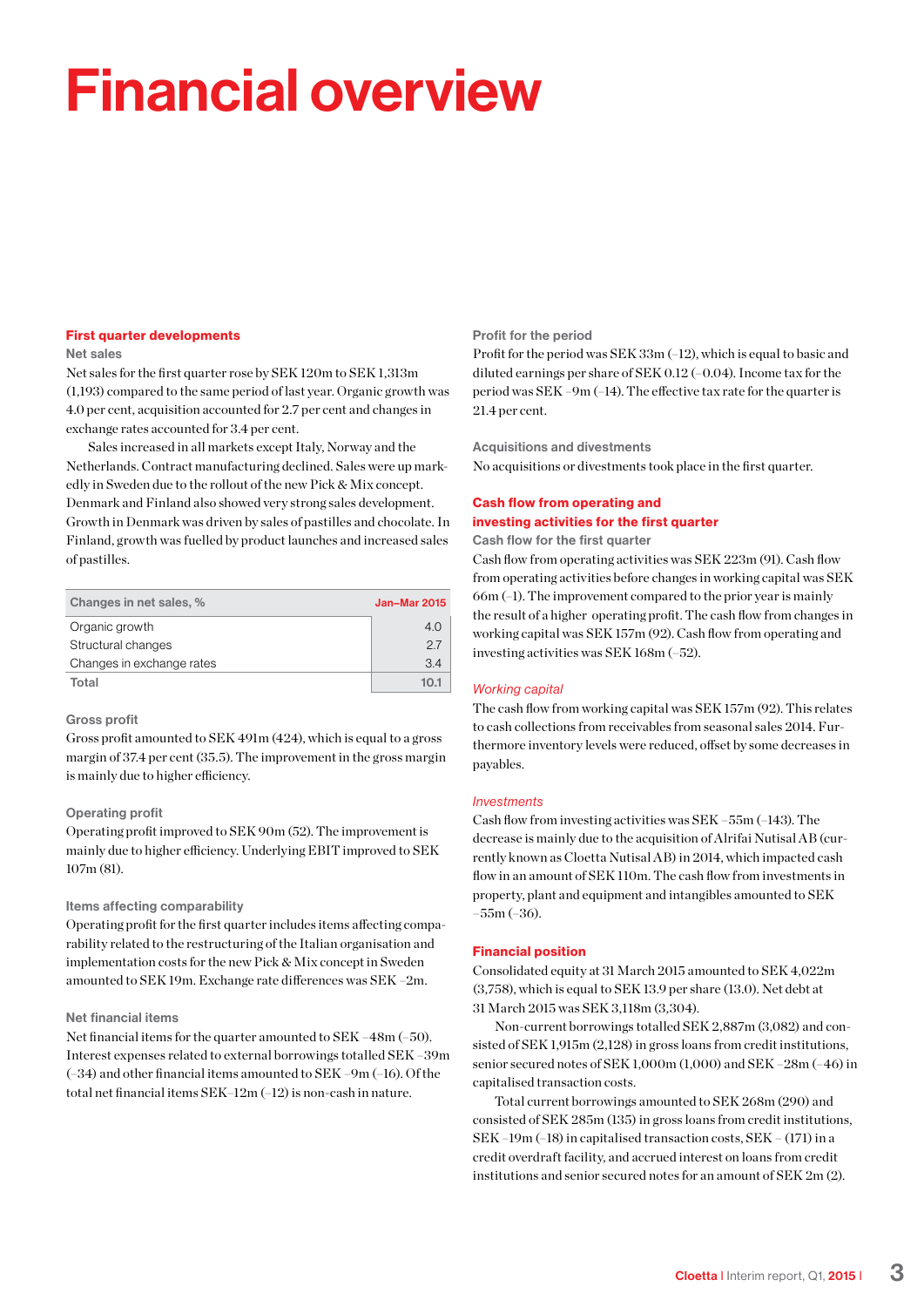# Financial overview

## First quarter developments

### Net sales

Net sales for the first quarter rose by SEK 120m to SEK 1,313m (1,193) compared to the same period of last year. Organic growth was 4.0 per cent, acquisition accounted for 2.7 per cent and changes in exchange rates accounted for 3.4 per cent.

Sales increased in all markets except Italy, Norway and the Netherlands. Contract manufacturing declined. Sales were up markedly in Sweden due to the rollout of the new Pick & Mix concept. Denmark and Finland also showed very strong sales development. Growth in Denmark was driven by sales of pastilles and chocolate. In Finland, growth was fuelled by product launches and increased sales of pastilles.

| Changes in net sales, % | Jan–Mar 2015 |
|---|---|
| Organic growth | 4.0 |
| Structural changes | 2.7 |
| Changes in exchange rates | 3.4 |
| Total | 10.1 |

### Gross profit

Gross profit amounted to SEK 491m (424), which is equal to a gross margin of 37.4 per cent (35.5). The improvement in the gross margin is mainly due to higher efficiency.

### Operating profit

Operating profit improved to SEK 90m (52). The improvement is mainly due to higher efficiency. Underlying EBIT improved to SEK 107m (81).

### Items affecting comparability

Operating profit for the first quarter includes items affecting comparability related to the restructuring of the Italian organisation and implementation costs for the new Pick & Mix concept in Sweden amounted to SEK 19m. Exchange rate differences was SEK –2m.

### Net financial items

Net financial items for the quarter amounted to SEK –48m (–50). Interest expenses related to external borrowings totalled SEK –39m (–34) and other financial items amounted to SEK –9m (–16). Of the total net financial items SEK–12m (–12) is non-cash in nature.

### Profit for the period

Profit for the period was SEK 33m (–12), which is equal to basic and diluted earnings per share of SEK 0.12 (–0.04). Income tax for the period was SEK –9m (–14). The effective tax rate for the quarter is 21.4 per cent.

### Acquisitions and divestments

No acquisitions or divestments took place in the first quarter.

## Cash flow from operating and investing activities for the first quarter

### Cash flow for the first quarter

Cash flow from operating activities was SEK 223m (91). Cash flow from operating activities before changes in working capital was SEK 66m (–1). The improvement compared to the prior year is mainly the result of a higher operating profit. The cash flow from changes in working capital was SEK 157m (92). Cash flow from operating and investing activities was SEK 168m (–52).

*Working capital*

The cash flow from working capital was SEK 157m (92). This relates to cash collections from receivables from seasonal sales 2014. Furthermore inventory levels were reduced, offset by some decreases in payables.

*Investments*

Cash flow from investing activities was SEK –55m (–143). The decrease is mainly due to the acquisition of Alrifai Nutisal AB (currently known as Cloetta Nutisal AB) in 2014, which impacted cash flow in an amount of SEK 110m. The cash flow from investments in property, plant and equipment and intangibles amounted to SEK –55m (–36).

## Financial position

Consolidated equity at 31 March 2015 amounted to SEK 4,022m (3,758), which is equal to SEK 13.9 per share (13.0). Net debt at 31 March 2015 was SEK 3,118m (3,304).

Non-current borrowings totalled SEK 2,887m (3,082) and consisted of SEK 1,915m (2,128) in gross loans from credit institutions, senior secured notes of SEK 1,000m (1,000) and SEK –28m (–46) in capitalised transaction costs.

Total current borrowings amounted to SEK 268m (290) and consisted of SEK 285m (135) in gross loans from credit institutions, SEK –19m (–18) in capitalised transaction costs, SEK – (171) in a credit overdraft facility, and accrued interest on loans from credit institutions and senior secured notes for an amount of SEK 2m (2).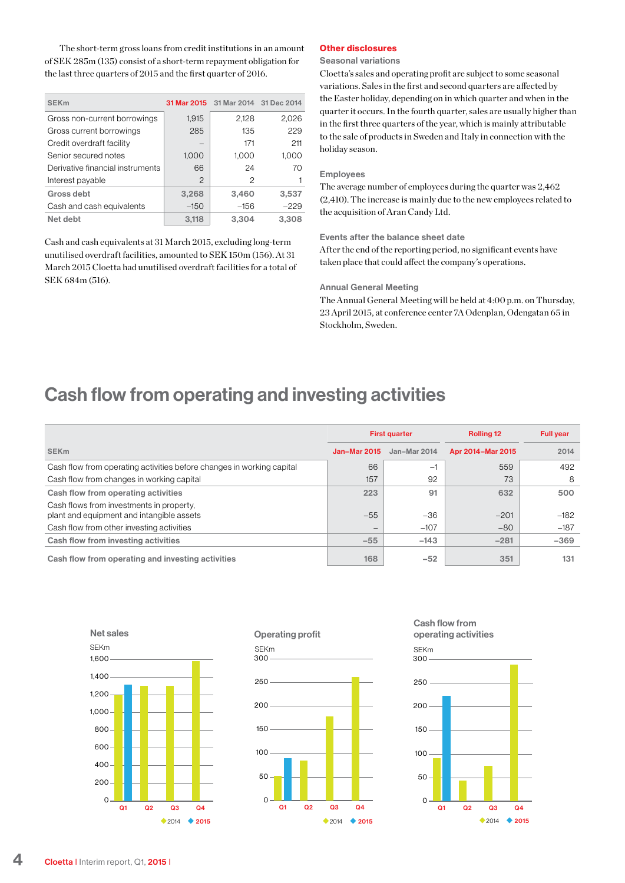The short-term gross loans from credit institutions in an amount of SEK 285m (135) consist of a short-term repayment obligation for the last three quarters of 2015 and the first quarter of 2016.

| SEKm | 31 Mar 2015 | 31 Mar 2014 | 31 Dec 2014 |
|---|---|---|---|
| Gross non-current borrowings | 1,915 | 2,128 | 2,026 |
| Gross current borrowings | 285 | 135 | 229 |
| Credit overdraft facility | – | 171 | 211 |
| Senior secured notes | 1,000 | 1,000 | 1,000 |
| Derivative financial instruments | 66 | 24 | 70 |
| Interest payable | 2 | 2 | 1 |
| **Gross debt** | **3,268** | **3,460** | **3,537** |
| Cash and cash equivalents | –150 | –156 | –229 |
| **Net debt** | **3,118** | **3,304** | **3,308** |

Cash and cash equivalents at 31 March 2015, excluding long-term unutilised overdraft facilities, amounted to SEK 150m (156). At 31 March 2015 Cloetta had unutilised overdraft facilities for a total of SEK 684m (516).

## Other disclosures

### Seasonal variations

Cloetta's sales and operating profit are subject to some seasonal variations. Sales in the first and second quarters are affected by the Easter holiday, depending on in which quarter and when in the quarter it occurs. In the fourth quarter, sales are usually higher than in the first three quarters of the year, which is mainly attributable to the sale of products in Sweden and Italy in connection with the holiday season.

### Employees

The average number of employees during the quarter was 2,462 (2,410). The increase is mainly due to the new employees related to the acquisition of Aran Candy Ltd.

### Events after the balance sheet date

After the end of the reporting period, no significant events have taken place that could affect the company's operations.

### Annual General Meeting

The Annual General Meeting will be held at 4:00 p.m. on Thursday, 23 April 2015, at conference center 7A Odenplan, Odengatan 65 in Stockholm, Sweden.

# Cash flow from operating and investing activities

| SEKm | First quarter Jan–Mar 2015 | First quarter Jan–Mar 2014 | Rolling 12 Apr 2014–Mar 2015 | Full year 2014 |
|---|---|---|---|---|
| Cash flow from operating activities before changes in working capital | 66 | –1 | 559 | 492 |
| Cash flow from changes in working capital | 157 | 92 | 73 | 8 |
| **Cash flow from operating activities** | **223** | **91** | **632** | **500** |
| Cash flows from investments in property, plant and equipment and intangible assets | –55 | –36 | –201 | –182 |
| Cash flow from other investing activities | – | –107 | –80 | –187 |
| **Cash flow from investing activities** | **–55** | **–143** | **–281** | **–369** |
| **Cash flow from operating and investing activities** | **168** | **–52** | **351** | **131** |

**Net sales**
SEKm
(Q1–Q4; 2014, 2015)

**Operating profit**
SEKm
(Q1–Q4; 2014, 2015)

**Cash flow from operating activities**
SEKm
(Q1–Q4; 2014, 2015)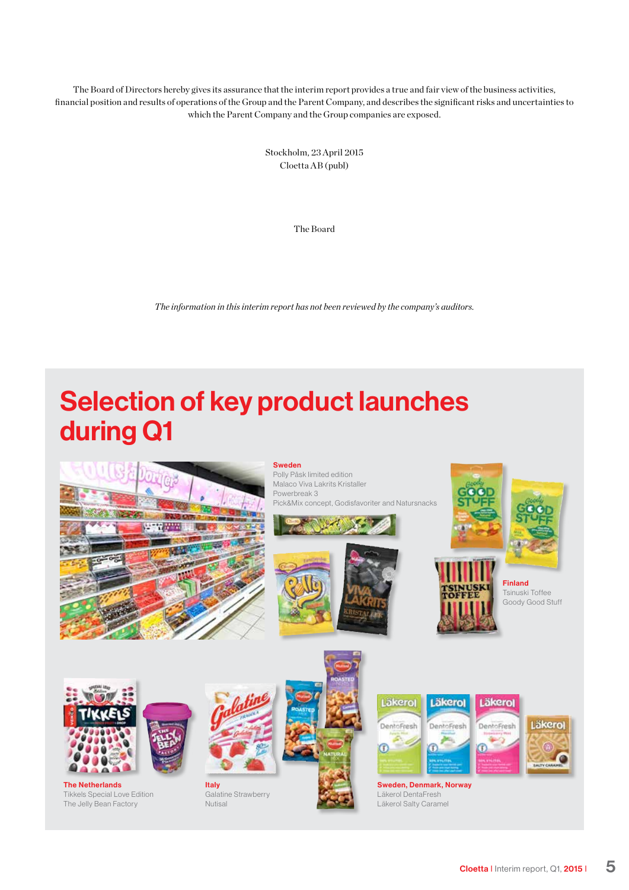The Board of Directors hereby gives its assurance that the interim report provides a true and fair view of the business activities, financial position and results of operations of the Group and the Parent Company, and describes the significant risks and uncertainties to which the Parent Company and the Group companies are exposed.

Stockholm, 23 April 2015
Cloetta AB (publ)

The Board

*The information in this interim report has not been reviewed by the company's auditors.*

# Selection of key product launches during Q1

**Sweden**
Polly Påsk limited edition
Malaco Viva Lakrits Kristaller
Powerbreak 3
Pick&Mix concept, Godisfavoriter and Natursnacks

**Finland**
Tsinuski Toffee
Goody Good Stuff

**The Netherlands**
Tikkels Special Love Edition
The Jelly Bean Factory

**Italy**
Galatine Strawberry
Nutisal

**Sweden, Denmark, Norway**
Läkerol DentaFresh
Läkerol Salty Caramel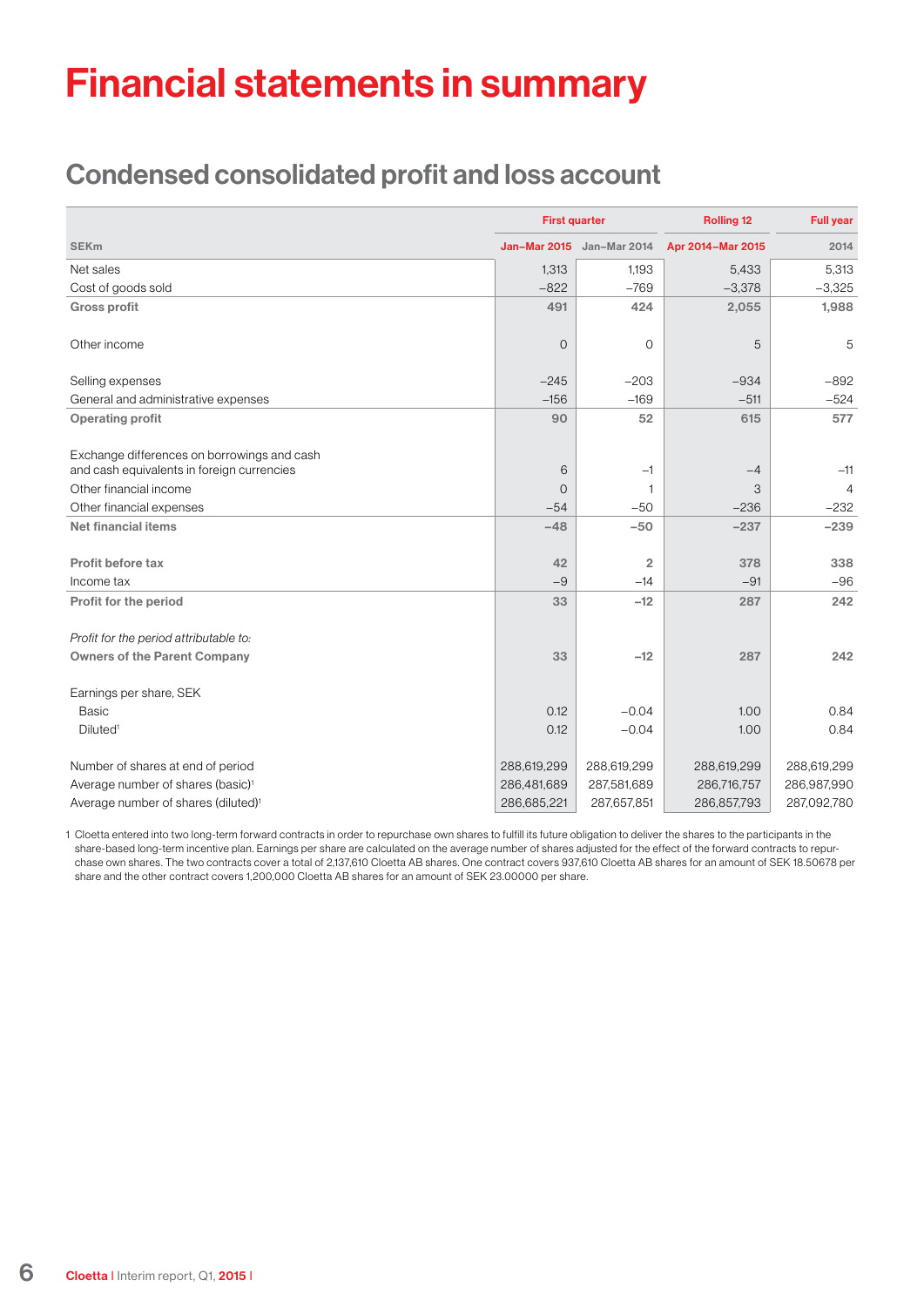# Financial statements in summary

## Condensed consolidated profit and loss account

| SEKm | First quarter | | Rolling 12 | Full year |
|---|---|---|---|---|
| | Jan–Mar 2015 | Jan–Mar 2014 | Apr 2014–Mar 2015 | 2014 |
| Net sales | 1,313 | 1,193 | 5,433 | 5,313 |
| Cost of goods sold | –822 | –769 | –3,378 | –3,325 |
| **Gross profit** | **491** | **424** | **2,055** | **1,988** |
| Other income | 0 | 0 | 5 | 5 |
| Selling expenses | –245 | –203 | –934 | –892 |
| General and administrative expenses | –156 | –169 | –511 | –524 |
| **Operating profit** | **90** | **52** | **615** | **577** |
| Exchange differences on borrowings and cash and cash equivalents in foreign currencies | 6 | –1 | –4 | –11 |
| Other financial income | 0 | 1 | 3 | 4 |
| Other financial expenses | –54 | –50 | –236 | –232 |
| **Net financial items** | **–48** | **–50** | **–237** | **–239** |
| **Profit before tax** | **42** | **2** | **378** | **338** |
| Income tax | –9 | –14 | –91 | –96 |
| **Profit for the period** | **33** | **–12** | **287** | **242** |
| *Profit for the period attributable to:* | | | | |
| **Owners of the Parent Company** | **33** | **–12** | **287** | **242** |
| Earnings per share, SEK | | | | |
| Basic | 0.12 | –0.04 | 1.00 | 0.84 |
| Diluted[1] | 0.12 | –0.04 | 1.00 | 0.84 |
| Number of shares at end of period | 288,619,299 | 288,619,299 | 288,619,299 | 288,619,299 |
| Average number of shares (basic)[1] | 286,481,689 | 287,581,689 | 286,716,757 | 286,987,990 |
| Average number of shares (diluted)[1] | 286,685,221 | 287,657,851 | 286,857,793 | 287,092,780 |

1 Cloetta entered into two long-term forward contracts in order to repurchase own shares to fulfill its future obligation to deliver the shares to the participants in the share-based long-term incentive plan. Earnings per share are calculated on the average number of shares adjusted for the effect of the forward contracts to repurchase own shares. The two contracts cover a total of 2,137,610 Cloetta AB shares. One contract covers 937,610 Cloetta AB shares for an amount of SEK 18.50678 per share and the other contract covers 1,200,000 Cloetta AB shares for an amount of SEK 23.00000 per share.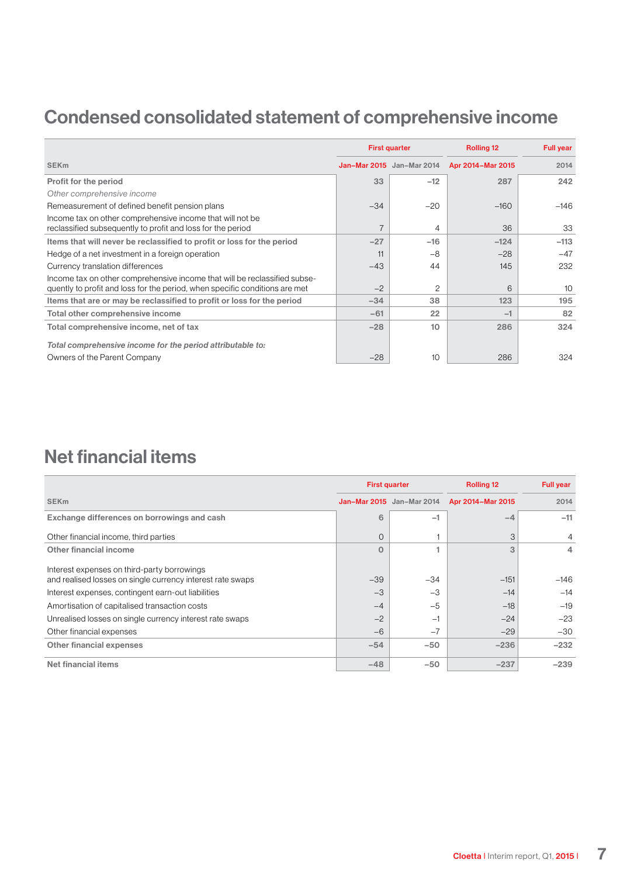## Condensed consolidated statement of comprehensive income

| SEKm | First quarter | | Rolling 12 | Full year |
|---|---|---|---|---|
| | Jan–Mar 2015 | Jan–Mar 2014 | Apr 2014–Mar 2015 | 2014 |
| **Profit for the period** | 33 | –12 | 287 | 242 |
| *Other comprehensive income* | | | | |
| Remeasurement of defined benefit pension plans | –34 | –20 | –160 | –146 |
| Income tax on other comprehensive income that will not be reclassified subsequently to profit and loss for the period | 7 | 4 | 36 | 33 |
| **Items that will never be reclassified to profit or loss for the period** | –27 | –16 | –124 | –113 |
| Hedge of a net investment in a foreign operation | 11 | –8 | –28 | –47 |
| Currency translation differences | –43 | 44 | 145 | 232 |
| Income tax on other comprehensive income that will be reclassified subsequently to profit and loss for the period, when specific conditions are met | –2 | 2 | 6 | 10 |
| **Items that are or may be reclassified to profit or loss for the period** | –34 | 38 | 123 | 195 |
| **Total other comprehensive income** | –61 | 22 | –1 | 82 |
| **Total comprehensive income, net of tax** | –28 | 10 | 286 | 324 |
| *Total comprehensive income for the period attributable to:* | | | | |
| Owners of the Parent Company | –28 | 10 | 286 | 324 |

## Net financial items

| SEKm | First quarter | | Rolling 12 | Full year |
|---|---|---|---|---|
| | Jan–Mar 2015 | Jan–Mar 2014 | Apr 2014–Mar 2015 | 2014 |
| **Exchange differences on borrowings and cash** | 6 | –1 | –4 | –11 |
| Other financial income, third parties | 0 | 1 | 3 | 4 |
| **Other financial income** | 0 | 1 | 3 | 4 |
| Interest expenses on third-party borrowings and realised losses on single currency interest rate swaps | –39 | –34 | –151 | –146 |
| Interest expenses, contingent earn-out liabilities | –3 | –3 | –14 | –14 |
| Amortisation of capitalised transaction costs | –4 | –5 | –18 | –19 |
| Unrealised losses on single currency interest rate swaps | –2 | –1 | –24 | –23 |
| Other financial expenses | –6 | –7 | –29 | –30 |
| **Other financial expenses** | –54 | –50 | –236 | –232 |
| **Net financial items** | –48 | –50 | –237 | –239 |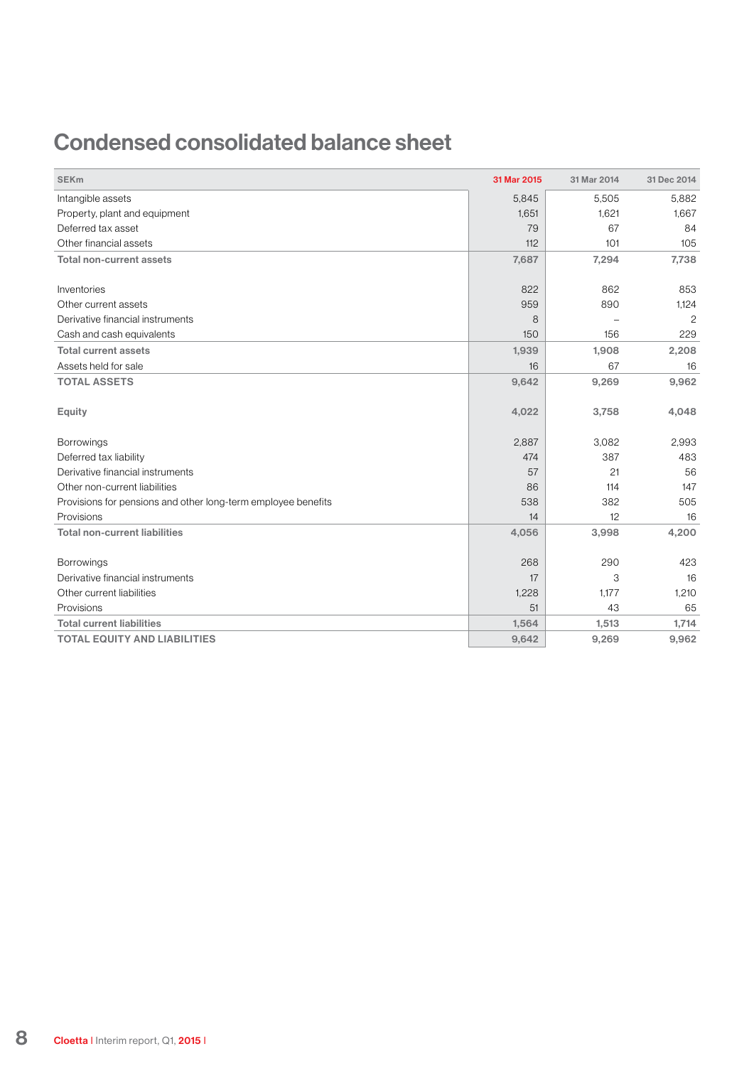# Condensed consolidated balance sheet

| SEKm | 31 Mar 2015 | 31 Mar 2014 | 31 Dec 2014 |
|---|---|---|---|
| Intangible assets | 5,845 | 5,505 | 5,882 |
| Property, plant and equipment | 1,651 | 1,621 | 1,667 |
| Deferred tax asset | 79 | 67 | 84 |
| Other financial assets | 112 | 101 | 105 |
| **Total non-current assets** | **7,687** | **7,294** | **7,738** |
| | | | |
| Inventories | 822 | 862 | 853 |
| Other current assets | 959 | 890 | 1,124 |
| Derivative financial instruments | 8 | – | 2 |
| Cash and cash equivalents | 150 | 156 | 229 |
| **Total current assets** | **1,939** | **1,908** | **2,208** |
| Assets held for sale | 16 | 67 | 16 |
| **TOTAL ASSETS** | **9,642** | **9,269** | **9,962** |
| | | | |
| **Equity** | **4,022** | **3,758** | **4,048** |
| | | | |
| Borrowings | 2,887 | 3,082 | 2,993 |
| Deferred tax liability | 474 | 387 | 483 |
| Derivative financial instruments | 57 | 21 | 56 |
| Other non-current liabilities | 86 | 114 | 147 |
| Provisions for pensions and other long-term employee benefits | 538 | 382 | 505 |
| Provisions | 14 | 12 | 16 |
| **Total non-current liabilities** | **4,056** | **3,998** | **4,200** |
| | | | |
| Borrowings | 268 | 290 | 423 |
| Derivative financial instruments | 17 | 3 | 16 |
| Other current liabilities | 1,228 | 1,177 | 1,210 |
| Provisions | 51 | 43 | 65 |
| **Total current liabilities** | **1,564** | **1,513** | **1,714** |
| **TOTAL EQUITY AND LIABILITIES** | **9,642** | **9,269** | **9,962** |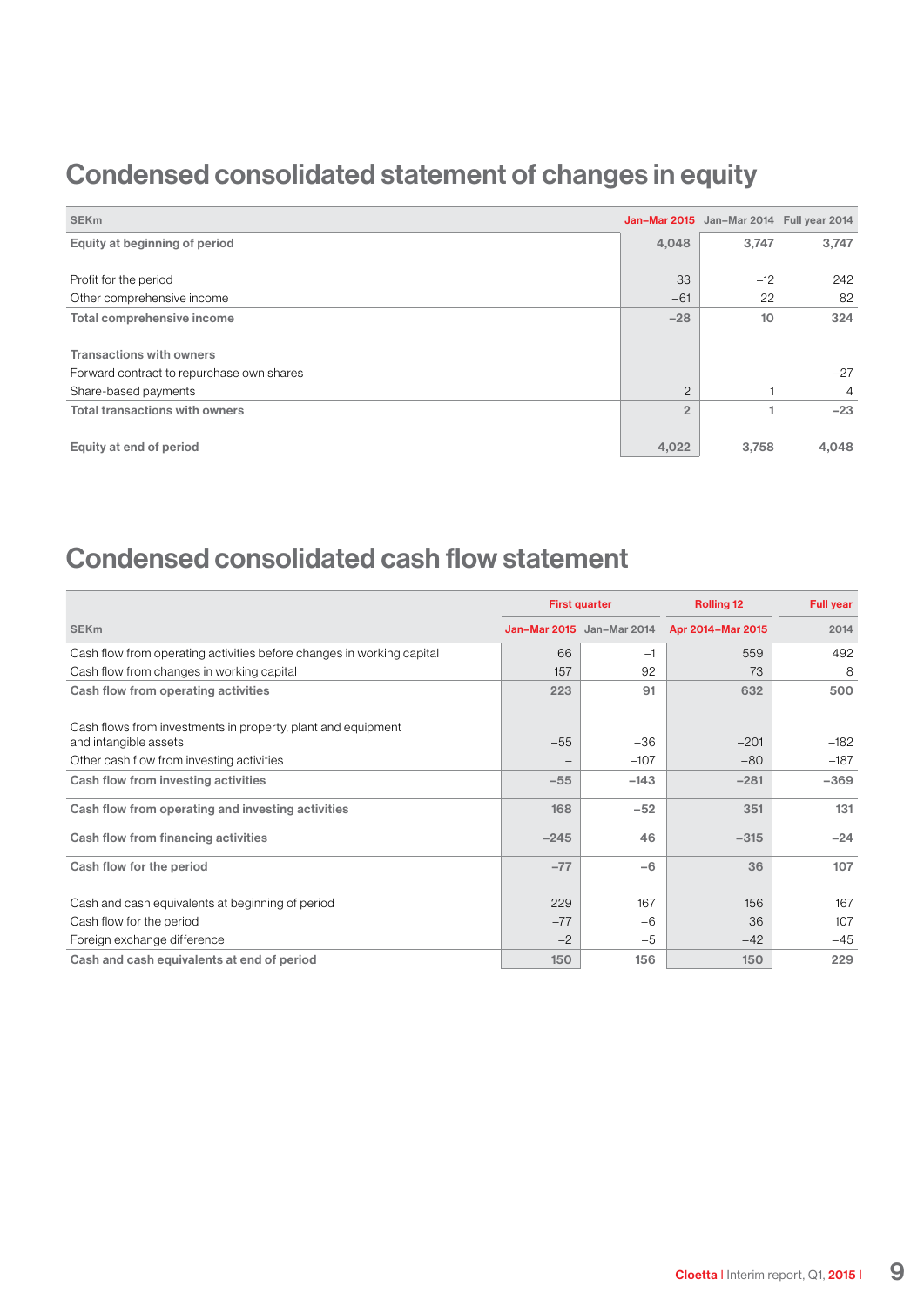# Condensed consolidated statement of changes in equity

| SEKm | Jan–Mar 2015 | Jan–Mar 2014 | Full year 2014 |
|---|---|---|---|
| **Equity at beginning of period** | 4,048 | 3,747 | 3,747 |
| | | | |
| Profit for the period | 33 | –12 | 242 |
| Other comprehensive income | –61 | 22 | 82 |
| **Total comprehensive income** | –28 | 10 | 324 |
| | | | |
| **Transactions with owners** | | | |
| Forward contract to repurchase own shares | – | – | –27 |
| Share-based payments | 2 | 1 | 4 |
| **Total transactions with owners** | 2 | 1 | –23 |
| | | | |
| **Equity at end of period** | 4,022 | 3,758 | 4,048 |

# Condensed consolidated cash flow statement

| | First quarter | | Rolling 12 | Full year |
|---|---|---|---|---|
| SEKm | Jan–Mar 2015 | Jan–Mar 2014 | Apr 2014–Mar 2015 | 2014 |
| Cash flow from operating activities before changes in working capital | 66 | –1 | 559 | 492 |
| Cash flow from changes in working capital | 157 | 92 | 73 | 8 |
| **Cash flow from operating activities** | 223 | 91 | 632 | 500 |
| | | | | |
| Cash flows from investments in property, plant and equipment and intangible assets | –55 | –36 | –201 | –182 |
| Other cash flow from investing activities | – | –107 | –80 | –187 |
| **Cash flow from investing activities** | –55 | –143 | –281 | –369 |
| **Cash flow from operating and investing activities** | 168 | –52 | 351 | 131 |
| **Cash flow from financing activities** | –245 | 46 | –315 | –24 |
| **Cash flow for the period** | –77 | –6 | 36 | 107 |
| | | | | |
| Cash and cash equivalents at beginning of period | 229 | 167 | 156 | 167 |
| Cash flow for the period | –77 | –6 | 36 | 107 |
| Foreign exchange difference | –2 | –5 | –42 | –45 |
| **Cash and cash equivalents at end of period** | 150 | 156 | 150 | 229 |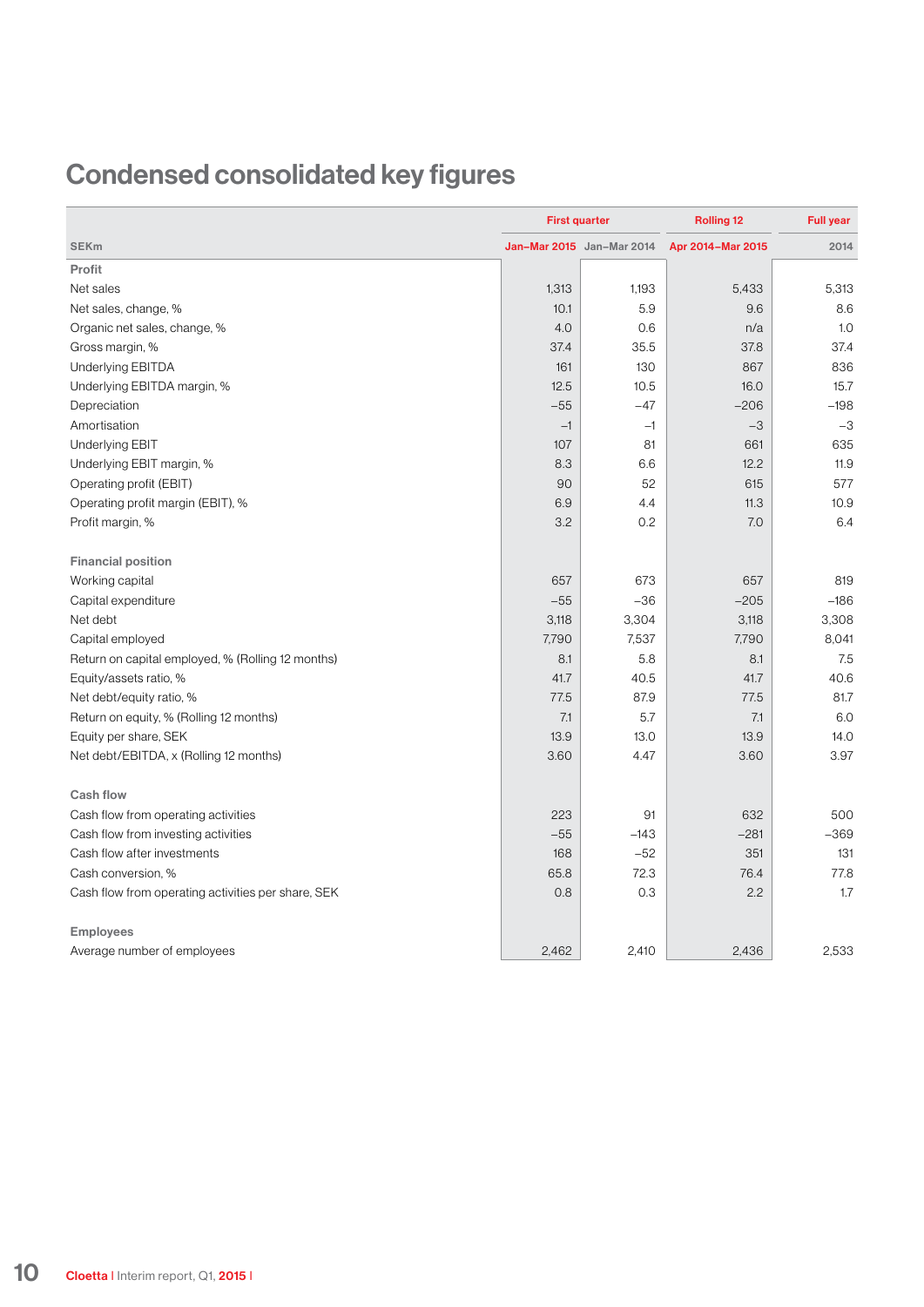# Condensed consolidated key figures

| SEKm | First quarter | | Rolling 12 | Full year |
|---|---|---|---|---|
| | Jan–Mar 2015 | Jan–Mar 2014 | Apr 2014–Mar 2015 | 2014 |
| **Profit** | | | | |
| Net sales | 1,313 | 1,193 | 5,433 | 5,313 |
| Net sales, change, % | 10.1 | 5.9 | 9.6 | 8.6 |
| Organic net sales, change, % | 4.0 | 0.6 | n/a | 1.0 |
| Gross margin, % | 37.4 | 35.5 | 37.8 | 37.4 |
| Underlying EBITDA | 161 | 130 | 867 | 836 |
| Underlying EBITDA margin, % | 12.5 | 10.5 | 16.0 | 15.7 |
| Depreciation | –55 | –47 | –206 | –198 |
| Amortisation | –1 | –1 | –3 | –3 |
| Underlying EBIT | 107 | 81 | 661 | 635 |
| Underlying EBIT margin, % | 8.3 | 6.6 | 12.2 | 11.9 |
| Operating profit (EBIT) | 90 | 52 | 615 | 577 |
| Operating profit margin (EBIT), % | 6.9 | 4.4 | 11.3 | 10.9 |
| Profit margin, % | 3.2 | 0.2 | 7.0 | 6.4 |
| **Financial position** | | | | |
| Working capital | 657 | 673 | 657 | 819 |
| Capital expenditure | –55 | –36 | –205 | –186 |
| Net debt | 3,118 | 3,304 | 3,118 | 3,308 |
| Capital employed | 7,790 | 7,537 | 7,790 | 8,041 |
| Return on capital employed, % (Rolling 12 months) | 8.1 | 5.8 | 8.1 | 7.5 |
| Equity/assets ratio, % | 41.7 | 40.5 | 41.7 | 40.6 |
| Net debt/equity ratio, % | 77.5 | 87.9 | 77.5 | 81.7 |
| Return on equity, % (Rolling 12 months) | 7.1 | 5.7 | 7.1 | 6.0 |
| Equity per share, SEK | 13.9 | 13.0 | 13.9 | 14.0 |
| Net debt/EBITDA, x (Rolling 12 months) | 3.60 | 4.47 | 3.60 | 3.97 |
| **Cash flow** | | | | |
| Cash flow from operating activities | 223 | 91 | 632 | 500 |
| Cash flow from investing activities | –55 | –143 | –281 | –369 |
| Cash flow after investments | 168 | –52 | 351 | 131 |
| Cash conversion, % | 65.8 | 72.3 | 76.4 | 77.8 |
| Cash flow from operating activities per share, SEK | 0.8 | 0.3 | 2.2 | 1.7 |
| **Employees** | | | | |
| Average number of employees | 2,462 | 2,410 | 2,436 | 2,533 |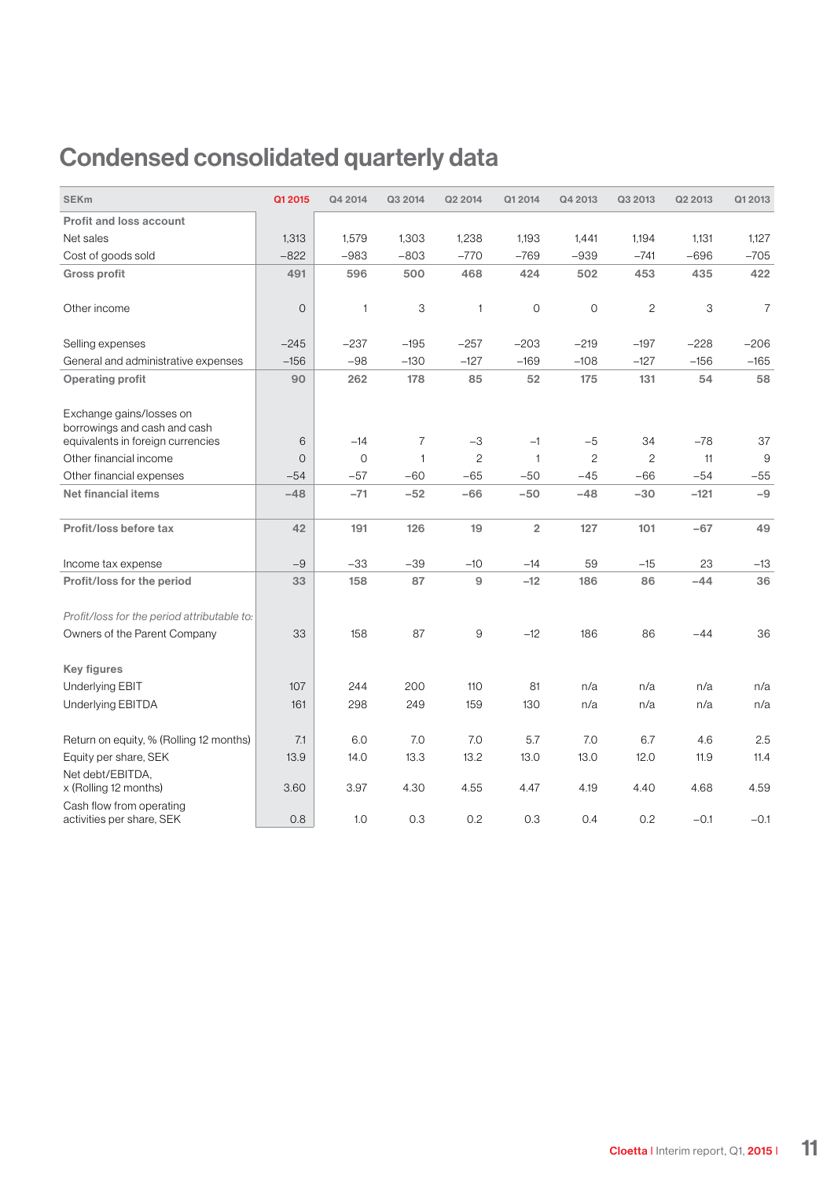# Condensed consolidated quarterly data

| SEKm | Q1 2015 | Q4 2014 | Q3 2014 | Q2 2014 | Q1 2014 | Q4 2013 | Q3 2013 | Q2 2013 | Q1 2013 |
|---|---|---|---|---|---|---|---|---|---|
| **Profit and loss account** | | | | | | | | | |
| Net sales | 1,313 | 1,579 | 1,303 | 1,238 | 1,193 | 1,441 | 1,194 | 1,131 | 1,127 |
| Cost of goods sold | –822 | –983 | –803 | –770 | –769 | –939 | –741 | –696 | –705 |
| **Gross profit** | **491** | **596** | **500** | **468** | **424** | **502** | **453** | **435** | **422** |
| Other income | 0 | 1 | 3 | 1 | 0 | 0 | 2 | 3 | 7 |
| Selling expenses | –245 | –237 | –195 | –257 | –203 | –219 | –197 | –228 | –206 |
| General and administrative expenses | –156 | –98 | –130 | –127 | –169 | –108 | –127 | –156 | –165 |
| **Operating profit** | **90** | **262** | **178** | **85** | **52** | **175** | **131** | **54** | **58** |
| Exchange gains/losses on borrowings and cash and cash equivalents in foreign currencies | 6 | –14 | 7 | –3 | –1 | –5 | 34 | –78 | 37 |
| Other financial income | 0 | 0 | 1 | 2 | 1 | 2 | 2 | 11 | 9 |
| Other financial expenses | –54 | –57 | –60 | –65 | –50 | –45 | –66 | –54 | –55 |
| **Net financial items** | **–48** | **–71** | **–52** | **–66** | **–50** | **–48** | **–30** | **–121** | **–9** |
| **Profit/loss before tax** | **42** | **191** | **126** | **19** | **2** | **127** | **101** | **–67** | **49** |
| Income tax expense | –9 | –33 | –39 | –10 | –14 | 59 | –15 | 23 | –13 |
| **Profit/loss for the period** | **33** | **158** | **87** | **9** | **–12** | **186** | **86** | **–44** | **36** |
| *Profit/loss for the period attributable to:* | | | | | | | | | |
| Owners of the Parent Company | 33 | 158 | 87 | 9 | –12 | 186 | 86 | –44 | 36 |
| **Key figures** | | | | | | | | | |
| Underlying EBIT | 107 | 244 | 200 | 110 | 81 | n/a | n/a | n/a | n/a |
| Underlying EBITDA | 161 | 298 | 249 | 159 | 130 | n/a | n/a | n/a | n/a |
| Return on equity, % (Rolling 12 months) | 7.1 | 6.0 | 7.0 | 7.0 | 5.7 | 7.0 | 6.7 | 4.6 | 2.5 |
| Equity per share, SEK | 13.9 | 14.0 | 13.3 | 13.2 | 13.0 | 13.0 | 12.0 | 11.9 | 11.4 |
| Net debt/EBITDA, x (Rolling 12 months) | 3.60 | 3.97 | 4.30 | 4.55 | 4.47 | 4.19 | 4.40 | 4.68 | 4.59 |
| Cash flow from operating activities per share, SEK | 0.8 | 1.0 | 0.3 | 0.2 | 0.3 | 0.4 | 0.2 | –0.1 | –0.1 |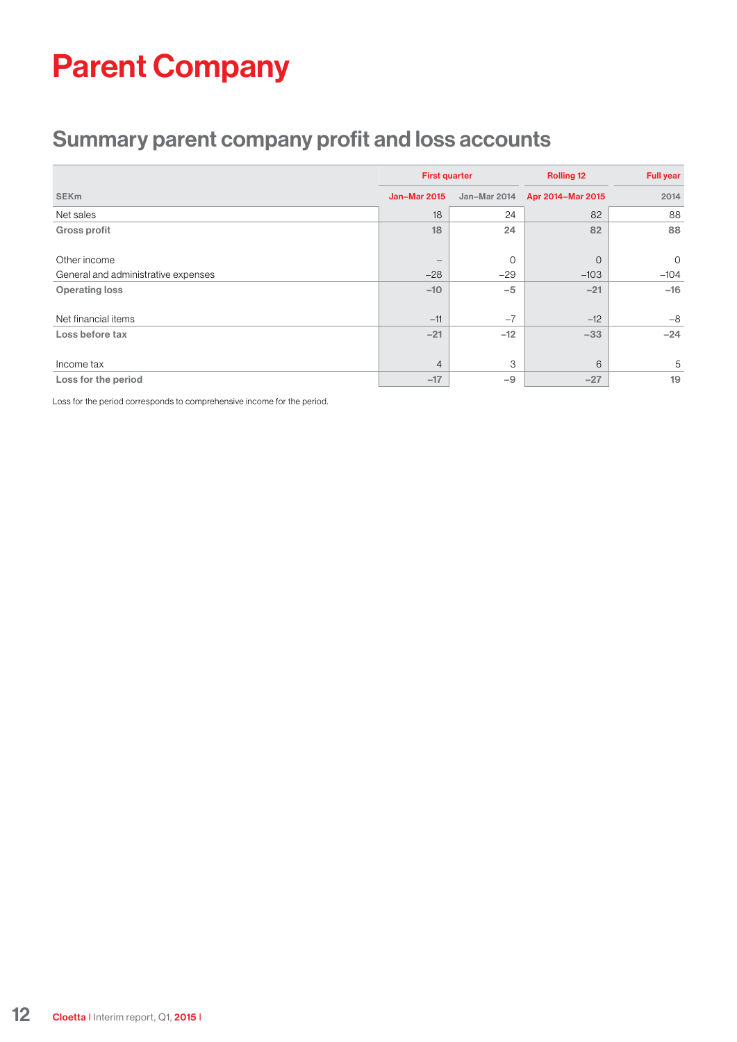# Parent Company

## Summary parent company profit and loss accounts

| | First quarter | | Rolling 12 | Full year |
|---|---|---|---|---|
| SEKm | Jan–Mar 2015 | Jan–Mar 2014 | Apr 2014–Mar 2015 | 2014 |
| Net sales | 18 | 24 | 82 | 88 |
| **Gross profit** | **18** | **24** | **82** | **88** |
| Other income | – | 0 | 0 | 0 |
| General and administrative expenses | –28 | –29 | –103 | –104 |
| **Operating loss** | **–10** | **–5** | **–21** | **–16** |
| Net financial items | –11 | –7 | –12 | –8 |
| **Loss before tax** | **–21** | **–12** | **–33** | **–24** |
| Income tax | 4 | 3 | 6 | 5 |
| **Loss for the period** | **–17** | **–9** | **–27** | **19** |

Loss for the period corresponds to comprehensive income for the period.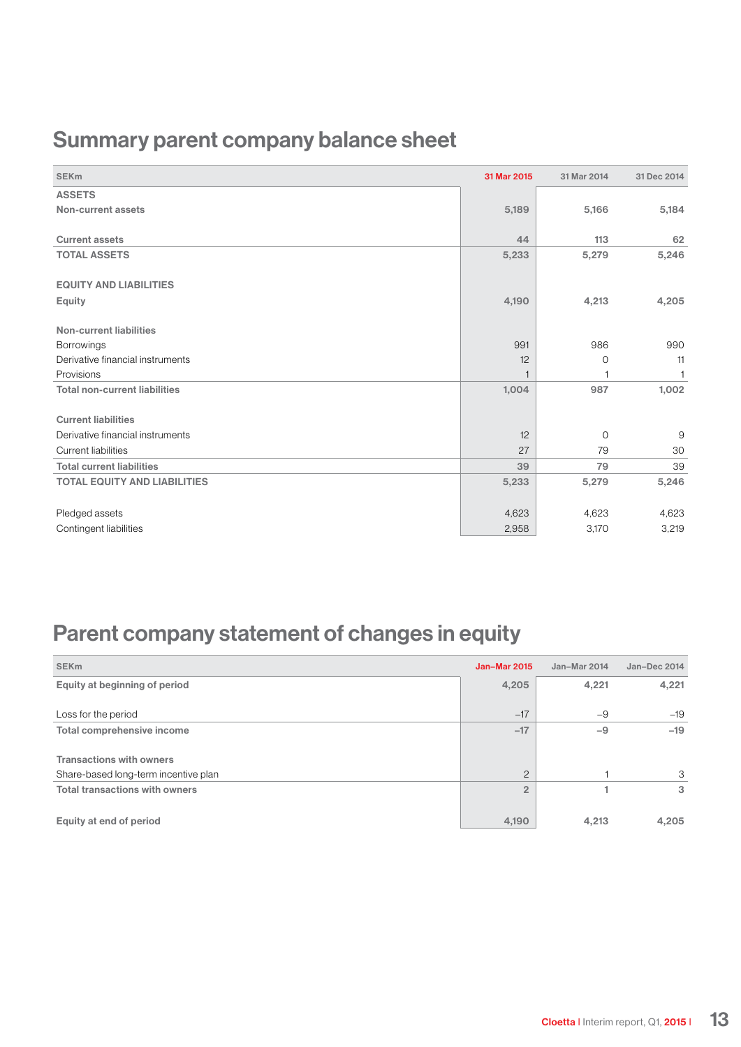## Summary parent company balance sheet

| SEKm | 31 Mar 2015 | 31 Mar 2014 | 31 Dec 2014 |
|---|---|---|---|
| **ASSETS** | | | |
| **Non-current assets** | 5,189 | 5,166 | 5,184 |
| | | | |
| **Current assets** | 44 | 113 | 62 |
| **TOTAL ASSETS** | 5,233 | 5,279 | 5,246 |
| | | | |
| **EQUITY AND LIABILITIES** | | | |
| **Equity** | 4,190 | 4,213 | 4,205 |
| | | | |
| **Non-current liabilities** | | | |
| Borrowings | 991 | 986 | 990 |
| Derivative financial instruments | 12 | 0 | 11 |
| Provisions | 1 | 1 | 1 |
| **Total non-current liabilities** | 1,004 | 987 | 1,002 |
| | | | |
| **Current liabilities** | | | |
| Derivative financial instruments | 12 | 0 | 9 |
| Current liabilities | 27 | 79 | 30 |
| **Total current liabilities** | 39 | 79 | 39 |
| **TOTAL EQUITY AND LIABILITIES** | 5,233 | 5,279 | 5,246 |
| | | | |
| Pledged assets | 4,623 | 4,623 | 4,623 |
| Contingent liabilities | 2,958 | 3,170 | 3,219 |

## Parent company statement of changes in equity

| SEKm | Jan–Mar 2015 | Jan–Mar 2014 | Jan–Dec 2014 |
|---|---|---|---|
| **Equity at beginning of period** | 4,205 | 4,221 | 4,221 |
| | | | |
| Loss for the period | –17 | –9 | –19 |
| **Total comprehensive income** | –17 | –9 | –19 |
| | | | |
| **Transactions with owners** | | | |
| Share-based long-term incentive plan | 2 | 1 | 3 |
| **Total transactions with owners** | 2 | 1 | 3 |
| | | | |
| **Equity at end of period** | 4,190 | 4,213 | 4,205 |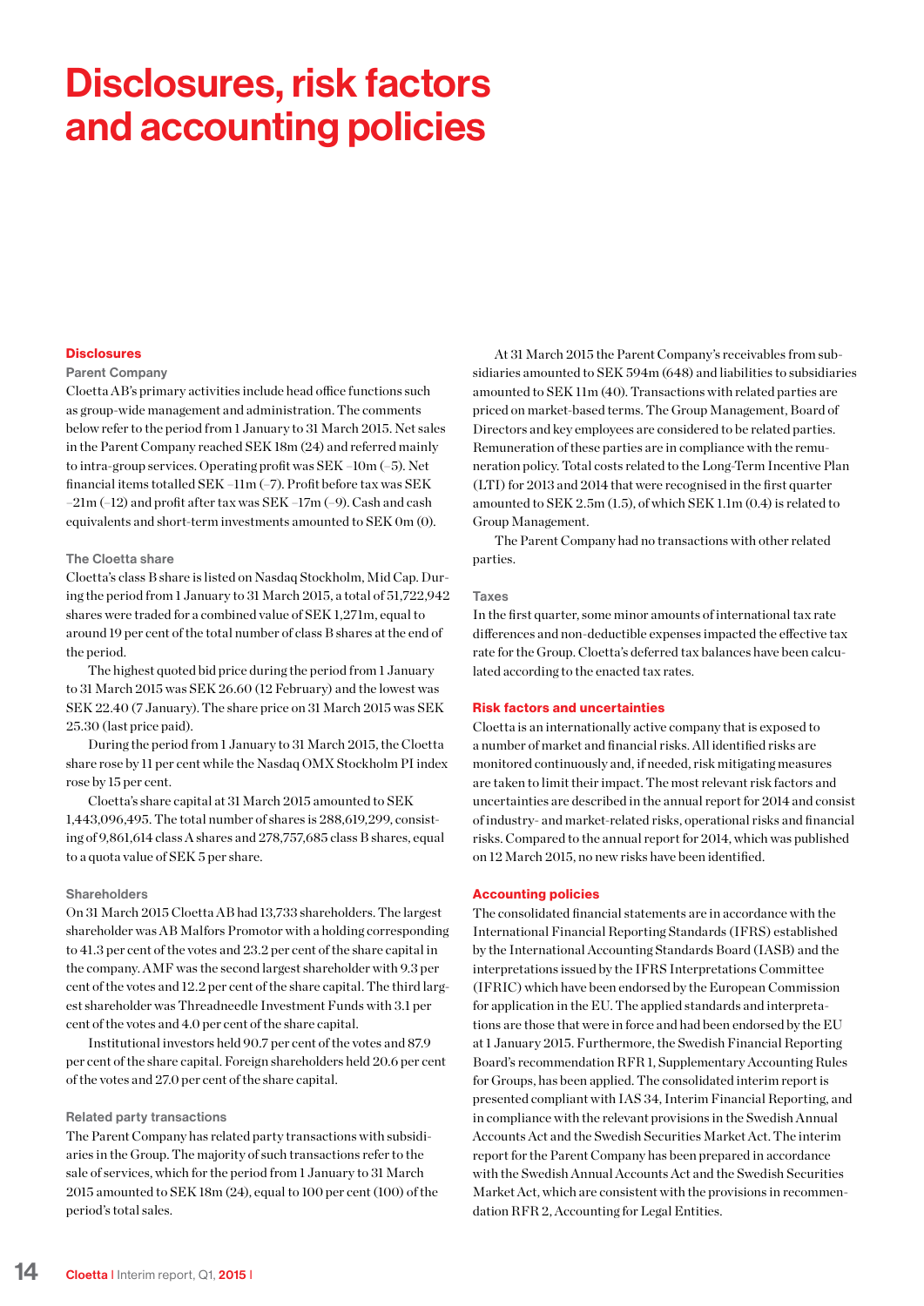# Disclosures, risk factors and accounting policies

## Disclosures

### Parent Company

Cloetta AB's primary activities include head office functions such as group-wide management and administration. The comments below refer to the period from 1 January to 31 March 2015. Net sales in the Parent Company reached SEK 18m (24) and referred mainly to intra-group services. Operating profit was SEK –10m (–5). Net financial items totalled SEK –11m (–7). Profit before tax was SEK –21m (–12) and profit after tax was SEK –17m (–9). Cash and cash equivalents and short-term investments amounted to SEK 0m (0).

### The Cloetta share

Cloetta's class B share is listed on Nasdaq Stockholm, Mid Cap. During the period from 1 January to 31 March 2015, a total of 51,722,942 shares were traded for a combined value of SEK 1,271m, equal to around 19 per cent of the total number of class B shares at the end of the period.

The highest quoted bid price during the period from 1 January to 31 March 2015 was SEK 26.60 (12 February) and the lowest was SEK 22.40 (7 January). The share price on 31 March 2015 was SEK 25.30 (last price paid).

During the period from 1 January to 31 March 2015, the Cloetta share rose by 11 per cent while the Nasdaq OMX Stockholm PI index rose by 15 per cent.

Cloetta's share capital at 31 March 2015 amounted to SEK 1,443,096,495. The total number of shares is 288,619,299, consisting of 9,861,614 class A shares and 278,757,685 class B shares, equal to a quota value of SEK 5 per share.

### Shareholders

On 31 March 2015 Cloetta AB had 13,733 shareholders. The largest shareholder was AB Malfors Promotor with a holding corresponding to 41.3 per cent of the votes and 23.2 per cent of the share capital in the company. AMF was the second largest shareholder with 9.3 per cent of the votes and 12.2 per cent of the share capital. The third largest shareholder was Threadneedle Investment Funds with 3.1 per cent of the votes and 4.0 per cent of the share capital.

Institutional investors held 90.7 per cent of the votes and 87.9 per cent of the share capital. Foreign shareholders held 20.6 per cent of the votes and 27.0 per cent of the share capital.

### Related party transactions

The Parent Company has related party transactions with subsidiaries in the Group. The majority of such transactions refer to the sale of services, which for the period from 1 January to 31 March 2015 amounted to SEK 18m (24), equal to 100 per cent (100) of the period's total sales.

At 31 March 2015 the Parent Company's receivables from subsidiaries amounted to SEK 594m (648) and liabilities to subsidiaries amounted to SEK 11m (40). Transactions with related parties are priced on market-based terms. The Group Management, Board of Directors and key employees are considered to be related parties. Remuneration of these parties are in compliance with the remuneration policy. Total costs related to the Long-Term Incentive Plan (LTI) for 2013 and 2014 that were recognised in the first quarter amounted to SEK 2.5m (1.5), of which SEK 1.1m (0.4) is related to Group Management.

The Parent Company had no transactions with other related parties.

### Taxes

In the first quarter, some minor amounts of international tax rate differences and non-deductible expenses impacted the effective tax rate for the Group. Cloetta's deferred tax balances have been calculated according to the enacted tax rates.

## Risk factors and uncertainties

Cloetta is an internationally active company that is exposed to a number of market and financial risks. All identified risks are monitored continuously and, if needed, risk mitigating measures are taken to limit their impact. The most relevant risk factors and uncertainties are described in the annual report for 2014 and consist of industry- and market-related risks, operational risks and financial risks. Compared to the annual report for 2014, which was published on 12 March 2015, no new risks have been identified.

## Accounting policies

The consolidated financial statements are in accordance with the International Financial Reporting Standards (IFRS) established by the International Accounting Standards Board (IASB) and the interpretations issued by the IFRS Interpretations Committee (IFRIC) which have been endorsed by the European Commission for application in the EU. The applied standards and interpretations are those that were in force and had been endorsed by the EU at 1 January 2015. Furthermore, the Swedish Financial Reporting Board's recommendation RFR 1, Supplementary Accounting Rules for Groups, has been applied. The consolidated interim report is presented compliant with IAS 34, Interim Financial Reporting, and in compliance with the relevant provisions in the Swedish Annual Accounts Act and the Swedish Securities Market Act. The interim report for the Parent Company has been prepared in accordance with the Swedish Annual Accounts Act and the Swedish Securities Market Act, which are consistent with the provisions in recommendation RFR 2, Accounting for Legal Entities.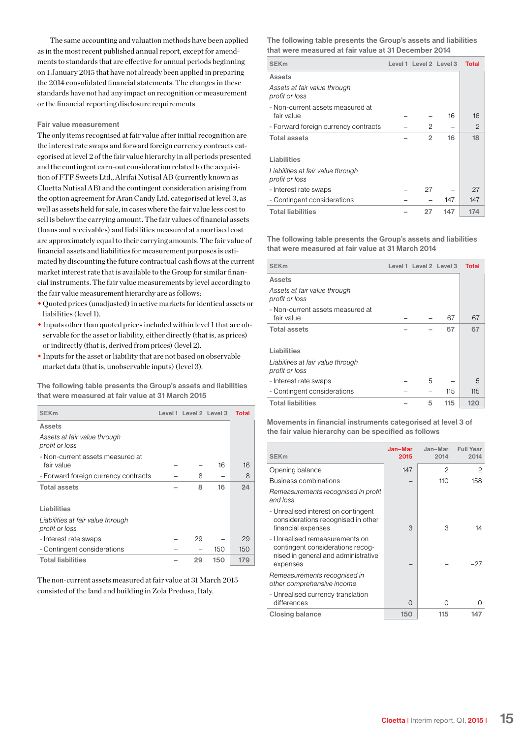The same accounting and valuation methods have been applied as in the most recent published annual report, except for amendments to standards that are effective for annual periods beginning on 1 January 2015 that have not already been applied in preparing the 2014 consolidated financial statements. The changes in these standards have not had any impact on recognition or measurement or the financial reporting disclosure requirements.

### Fair value measurement

The only items recognised at fair value after initial recognition are the interest rate swaps and forward foreign currency contracts categorised at level 2 of the fair value hierarchy in all periods presented and the contingent earn-out consideration related to the acquisition of FTF Sweets Ltd., Alrifai Nutisal AB (currently known as Cloetta Nutisal AB) and the contingent consideration arising from the option agreement for Aran Candy Ltd. categorised at level 3, as well as assets held for sale, in cases where the fair value less cost to sell is below the carrying amount. The fair values of financial assets (loans and receivables) and liabilities measured at amortised cost are approximately equal to their carrying amounts. The fair value of financial assets and liabilities for measurement purposes is estimated by discounting the future contractual cash flows at the current market interest rate that is available to the Group for similar financial instruments. The fair value measurements by level according to the fair value measurement hierarchy are as follows:

- Quoted prices (unadjusted) in active markets for identical assets or liabilities (level 1).
- Inputs other than quoted prices included within level 1 that are observable for the asset or liability, either directly (that is, as prices) or indirectly (that is, derived from prices) (level 2).
- Inputs for the asset or liability that are not based on observable market data (that is, unobservable inputs) (level 3).

### The following table presents the Group's assets and liabilities that were measured at fair value at 31 March 2015

| SEKm | Level 1 | Level 2 | Level 3 | Total |
|---|---|---|---|---|
| **Assets** | | | | |
| *Assets at fair value through profit or loss* | | | | |
| - Non-current assets measured at fair value | – | – | 16 | 16 |
| - Forward foreign currency contracts | – | 8 | – | 8 |
| **Total assets** | **–** | **8** | **16** | **24** |
| **Liabilities** | | | | |
| *Liabilities at fair value through profit or loss* | | | | |
| - Interest rate swaps | – | 29 | – | 29 |
| - Contingent considerations | – | – | 150 | 150 |
| **Total liabilities** | **–** | **29** | **150** | **179** |

The non-current assets measured at fair value at 31 March 2015 consisted of the land and building in Zola Predosa, Italy.

### The following table presents the Group's assets and liabilities that were measured at fair value at 31 December 2014

| SEKm | Level 1 | Level 2 | Level 3 | Total |
|---|---|---|---|---|
| **Assets** | | | | |
| *Assets at fair value through profit or loss* | | | | |
| - Non-current assets measured at fair value | – | – | 16 | 16 |
| - Forward foreign currency contracts | – | 2 | – | 2 |
| **Total assets** | **–** | **2** | **16** | **18** |
| **Liabilities** | | | | |
| *Liabilities at fair value through profit or loss* | | | | |
| - Interest rate swaps | – | 27 | – | 27 |
| - Contingent considerations | – | – | 147 | 147 |
| **Total liabilities** | **–** | **27** | **147** | **174** |

### The following table presents the Group's assets and liabilities that were measured at fair value at 31 March 2014

| SEKm | Level 1 | Level 2 | Level 3 | Total |
|---|---|---|---|---|
| **Assets** | | | | |
| *Assets at fair value through profit or loss* | | | | |
| - Non-current assets measured at fair value | – | – | 67 | 67 |
| **Total assets** | **–** | **–** | **67** | **67** |
| **Liabilities** | | | | |
| *Liabilities at fair value through profit or loss* | | | | |
| - Interest rate swaps | – | 5 | – | 5 |
| - Contingent considerations | – | – | 115 | 115 |
| **Total liabilities** | **–** | **5** | **115** | **120** |

### Movements in financial instruments categorised at level 3 of the fair value hierarchy can be specified as follows

| SEKm | Jan–Mar 2015 | Jan–Mar 2014 | Full Year 2014 |
|---|---|---|---|
| Opening balance | 147 | 2 | 2 |
| Business combinations | – | 110 | 158 |
| *Remeasurements recognised in profit and loss* | | | |
| - Unrealised interest on contingent considerations recognised in other financial expenses | 3 | 3 | 14 |
| - Unrealised remeasurements on contingent considerations recognised in general and administrative expenses | – | – | –27 |
| *Remeasurements recognised in other comprehensive income* | | | |
| - Unrealised currency translation differences | 0 | 0 | 0 |
| **Closing balance** | **150** | **115** | **147** |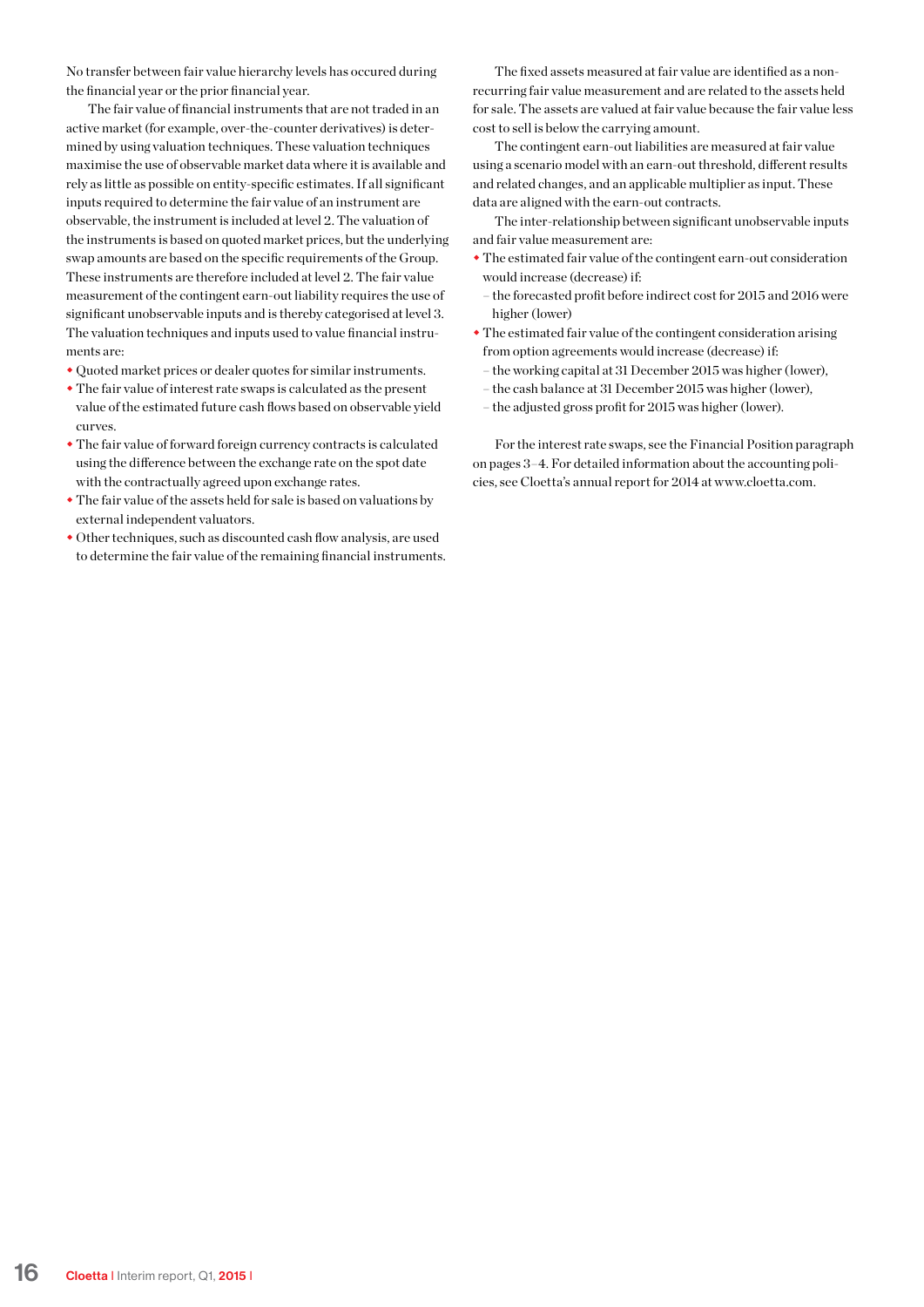No transfer between fair value hierarchy levels has occured during the financial year or the prior financial year.

The fair value of financial instruments that are not traded in an active market (for example, over-the-counter derivatives) is determined by using valuation techniques. These valuation techniques maximise the use of observable market data where it is available and rely as little as possible on entity-specific estimates. If all significant inputs required to determine the fair value of an instrument are observable, the instrument is included at level 2. The valuation of the instruments is based on quoted market prices, but the underlying swap amounts are based on the specific requirements of the Group. These instruments are therefore included at level 2. The fair value measurement of the contingent earn-out liability requires the use of significant unobservable inputs and is thereby categorised at level 3. The valuation techniques and inputs used to value financial instruments are:

- Quoted market prices or dealer quotes for similar instruments.
- The fair value of interest rate swaps is calculated as the present value of the estimated future cash flows based on observable yield curves.
- The fair value of forward foreign currency contracts is calculated using the difference between the exchange rate on the spot date with the contractually agreed upon exchange rates.
- The fair value of the assets held for sale is based on valuations by external independent valuators.
- Other techniques, such as discounted cash flow analysis, are used to determine the fair value of the remaining financial instruments.

The fixed assets measured at fair value are identified as a non-recurring fair value measurement and are related to the assets held for sale. The assets are valued at fair value because the fair value less cost to sell is below the carrying amount.

The contingent earn-out liabilities are measured at fair value using a scenario model with an earn-out threshold, different results and related changes, and an applicable multiplier as input. These data are aligned with the earn-out contracts.

The inter-relationship between significant unobservable inputs and fair value measurement are:

- The estimated fair value of the contingent earn-out consideration would increase (decrease) if:
  - the forecasted profit before indirect cost for 2015 and 2016 were higher (lower)
- The estimated fair value of the contingent consideration arising from option agreements would increase (decrease) if:
  - the working capital at 31 December 2015 was higher (lower),
  - the cash balance at 31 December 2015 was higher (lower),
  - the adjusted gross profit for 2015 was higher (lower).

For the interest rate swaps, see the Financial Position paragraph on pages 3–4. For detailed information about the accounting policies, see Cloetta's annual report for 2014 at www.cloetta.com.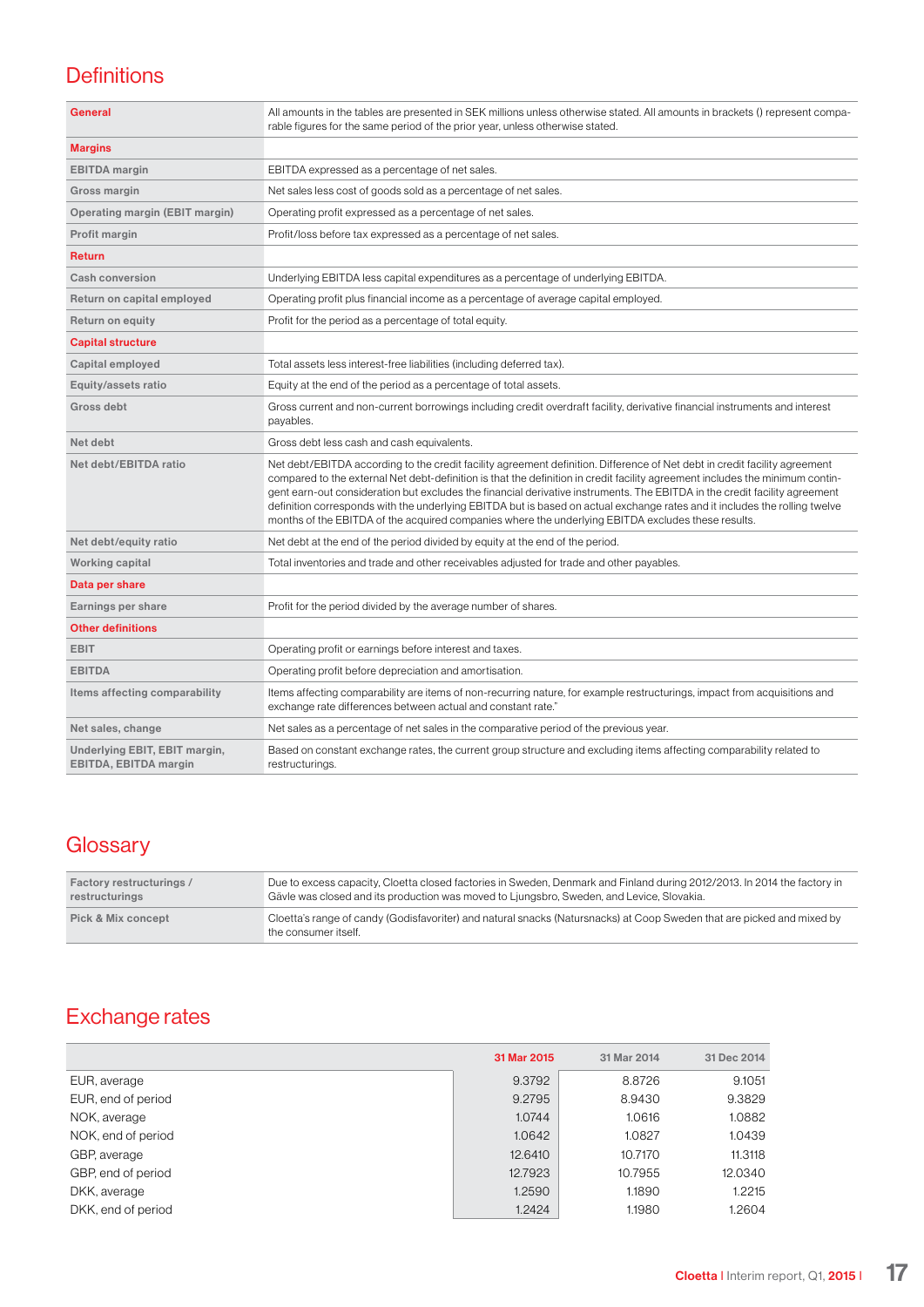# Definitions

| | |
|---|---|
| **General** | All amounts in the tables are presented in SEK millions unless otherwise stated. All amounts in brackets () represent comparable figures for the same period of the prior year, unless otherwise stated. |
| **Margins** | |
| EBITDA margin | EBITDA expressed as a percentage of net sales. |
| Gross margin | Net sales less cost of goods sold as a percentage of net sales. |
| Operating margin (EBIT margin) | Operating profit expressed as a percentage of net sales. |
| Profit margin | Profit/loss before tax expressed as a percentage of net sales. |
| **Return** | |
| Cash conversion | Underlying EBITDA less capital expenditures as a percentage of underlying EBITDA. |
| Return on capital employed | Operating profit plus financial income as a percentage of average capital employed. |
| Return on equity | Profit for the period as a percentage of total equity. |
| **Capital structure** | |
| Capital employed | Total assets less interest-free liabilities (including deferred tax). |
| Equity/assets ratio | Equity at the end of the period as a percentage of total assets. |
| Gross debt | Gross current and non-current borrowings including credit overdraft facility, derivative financial instruments and interest payables. |
| Net debt | Gross debt less cash and cash equivalents. |
| Net debt/EBITDA ratio | Net debt/EBITDA according to the credit facility agreement definition. Difference of Net debt in credit facility agreement compared to the external Net debt-definition is that the definition in credit facility agreement includes the minimum contingent earn-out consideration but excludes the financial derivative instruments. The EBITDA in the credit facility agreement definition corresponds with the underlying EBITDA but is based on actual exchange rates and it includes the rolling twelve months of the EBITDA of the acquired companies where the underlying EBITDA excludes these results. |
| Net debt/equity ratio | Net debt at the end of the period divided by equity at the end of the period. |
| Working capital | Total inventories and trade and other receivables adjusted for trade and other payables. |
| **Data per share** | |
| Earnings per share | Profit for the period divided by the average number of shares. |
| **Other definitions** | |
| EBIT | Operating profit or earnings before interest and taxes. |
| EBITDA | Operating profit before depreciation and amortisation. |
| Items affecting comparability | Items affecting comparability are items of non-recurring nature, for example restructurings, impact from acquisitions and exchange rate differences between actual and constant rate." |
| Net sales, change | Net sales as a percentage of net sales in the comparative period of the previous year. |
| Underlying EBIT, EBIT margin, EBITDA, EBITDA margin | Based on constant exchange rates, the current group structure and excluding items affecting comparability related to restructurings. |

# Glossary

| | |
|---|---|
| Factory restructurings / restructurings | Due to excess capacity, Cloetta closed factories in Sweden, Denmark and Finland during 2012/2013. In 2014 the factory in Gävle was closed and its production was moved to Ljungsbro, Sweden, and Levice, Slovakia. |
| Pick & Mix concept | Cloetta's range of candy (Godisfavoriter) and natural snacks (Natursnacks) at Coop Sweden that are picked and mixed by the consumer itself. |

# Exchange rates

| | 31 Mar 2015 | 31 Mar 2014 | 31 Dec 2014 |
|---|---|---|---|
| EUR, average | 9.3792 | 8.8726 | 9.1051 |
| EUR, end of period | 9.2795 | 8.9430 | 9.3829 |
| NOK, average | 1.0744 | 1.0616 | 1.0882 |
| NOK, end of period | 1.0642 | 1.0827 | 1.0439 |
| GBP, average | 12.6410 | 10.7170 | 11.3118 |
| GBP, end of period | 12.7923 | 10.7955 | 12.0340 |
| DKK, average | 1.2590 | 1.1890 | 1.2215 |
| DKK, end of period | 1.2424 | 1.1980 | 1.2604 |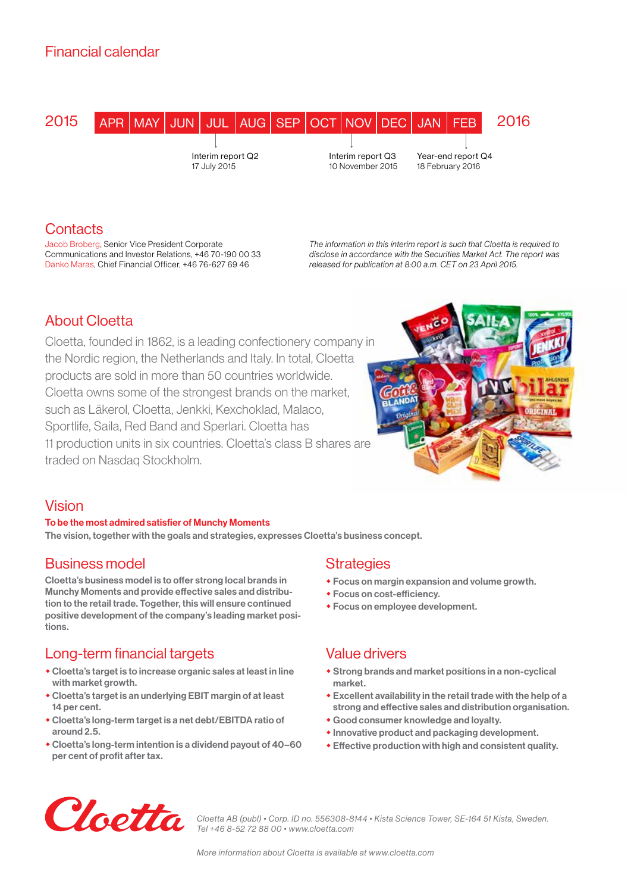## Financial calendar

2015 APR MAY JUN JUL AUG SEP OCT NOV DEC JAN FEB 2016

Interim report Q2
17 July 2015

Interim report Q3
10 November 2015

Year-end report Q4
18 February 2016

## Contacts

Jacob Broberg, Senior Vice President Corporate Communications and Investor Relations, +46 70-190 00 33
Danko Maras, Chief Financial Officer, +46 76-627 69 46

*The information in this interim report is such that Cloetta is required to disclose in accordance with the Securities Market Act. The report was released for publication at 8:00 a.m. CET on 23 April 2015.*

## About Cloetta

Cloetta, founded in 1862, is a leading confectionery company in the Nordic region, the Netherlands and Italy. In total, Cloetta products are sold in more than 50 countries worldwide. Cloetta owns some of the strongest brands on the market, such as Läkerol, Cloetta, Jenkki, Kexchoklad, Malaco, Sportlife, Saila, Red Band and Sperlari. Cloetta has 11 production units in six countries. Cloetta's class B shares are traded on Nasdaq Stockholm.

## Vision

**To be the most admired satisfier of Munchy Moments**

**The vision, together with the goals and strategies, expresses Cloetta's business concept.**

## Business model

**Cloetta's business model is to offer strong local brands in Munchy Moments and provide effective sales and distribution to the retail trade. Together, this will ensure continued positive development of the company's leading market positions.**

## Long-term financial targets

- **Cloetta's target is to increase organic sales at least in line with market growth.**
- **Cloetta's target is an underlying EBIT margin of at least 14 per cent.**
- **Cloetta's long-term target is a net debt/EBITDA ratio of around 2.5.**
- **Cloetta's long-term intention is a dividend payout of 40–60 per cent of profit after tax.**

## Strategies

- **Focus on margin expansion and volume growth.**
- **Focus on cost-efficiency.**
- **Focus on employee development.**

## Value drivers

- **Strong brands and market positions in a non-cyclical market.**
- **Excellent availability in the retail trade with the help of a strong and effective sales and distribution organisation.**
- **Good consumer knowledge and loyalty.**
- **Innovative product and packaging development.**
- **Effective production with high and consistent quality.**

Cloetta

*Cloetta AB (publ) • Corp. ID no. 556308-8144 • Kista Science Tower, SE-164 51 Kista, Sweden. Tel +46 8-52 72 88 00 • www.cloetta.com*

*More information about Cloetta is available at www.cloetta.com*